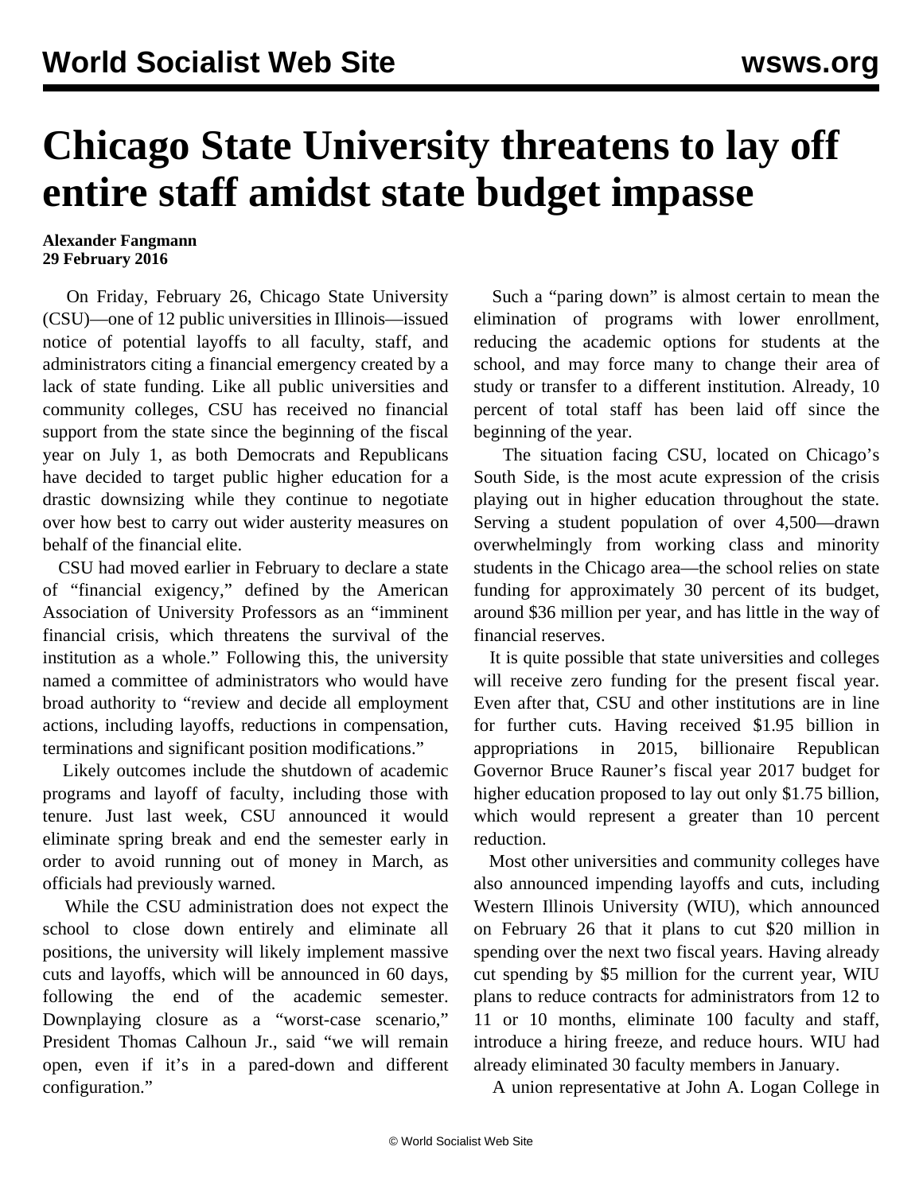# Chicago State University threatens to lay off entire staff amidst state budget impasse

**Alexander Fangmann**
**29 February 2016**

On Friday, February 26, Chicago State University (CSU)—one of 12 public universities in Illinois—issued notice of potential layoffs to all faculty, staff, and administrators citing a financial emergency created by a lack of state funding. Like all public universities and community colleges, CSU has received no financial support from the state since the beginning of the fiscal year on July 1, as both Democrats and Republicans have decided to target public higher education for a drastic downsizing while they continue to negotiate over how best to carry out wider austerity measures on behalf of the financial elite.

CSU had moved earlier in February to declare a state of "financial exigency," defined by the American Association of University Professors as an "imminent financial crisis, which threatens the survival of the institution as a whole." Following this, the university named a committee of administrators who would have broad authority to "review and decide all employment actions, including layoffs, reductions in compensation, terminations and significant position modifications."

Likely outcomes include the shutdown of academic programs and layoff of faculty, including those with tenure. Just last week, CSU announced it would eliminate spring break and end the semester early in order to avoid running out of money in March, as officials had previously warned.

While the CSU administration does not expect the school to close down entirely and eliminate all positions, the university will likely implement massive cuts and layoffs, which will be announced in 60 days, following the end of the academic semester. Downplaying closure as a "worst-case scenario," President Thomas Calhoun Jr., said "we will remain open, even if it's in a pared-down and different configuration."

Such a "paring down" is almost certain to mean the elimination of programs with lower enrollment, reducing the academic options for students at the school, and may force many to change their area of study or transfer to a different institution. Already, 10 percent of total staff has been laid off since the beginning of the year.

The situation facing CSU, located on Chicago's South Side, is the most acute expression of the crisis playing out in higher education throughout the state. Serving a student population of over 4,500—drawn overwhelmingly from working class and minority students in the Chicago area—the school relies on state funding for approximately 30 percent of its budget, around $36 million per year, and has little in the way of financial reserves.

It is quite possible that state universities and colleges will receive zero funding for the present fiscal year. Even after that, CSU and other institutions are in line for further cuts. Having received $1.95 billion in appropriations in 2015, billionaire Republican Governor Bruce Rauner's fiscal year 2017 budget for higher education proposed to lay out only $1.75 billion, which would represent a greater than 10 percent reduction.

Most other universities and community colleges have also announced impending layoffs and cuts, including Western Illinois University (WIU), which announced on February 26 that it plans to cut $20 million in spending over the next two fiscal years. Having already cut spending by $5 million for the current year, WIU plans to reduce contracts for administrators from 12 to 11 or 10 months, eliminate 100 faculty and staff, introduce a hiring freeze, and reduce hours. WIU had already eliminated 30 faculty members in January.

A union representative at John A. Logan College in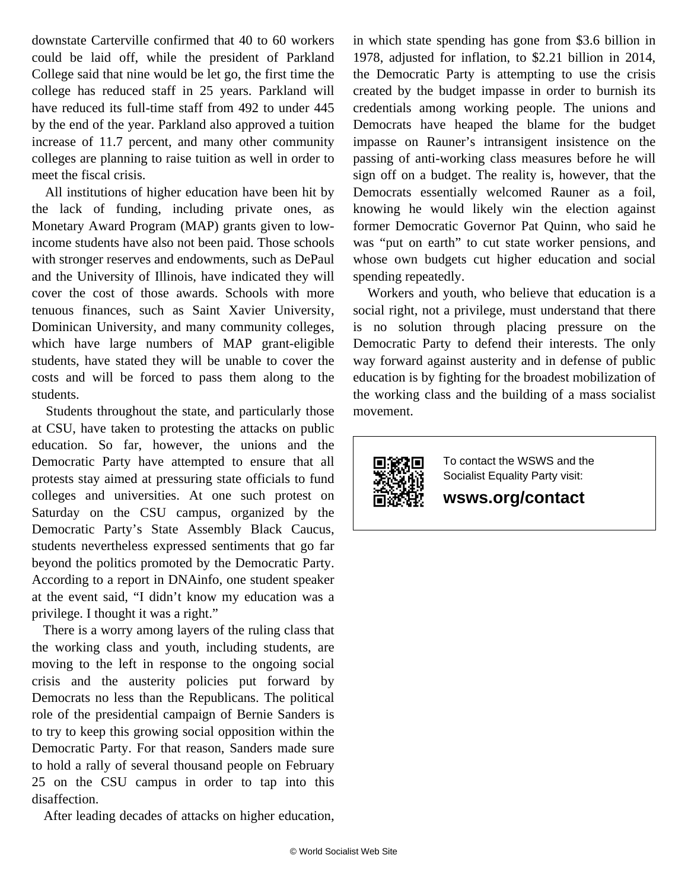downstate Carterville confirmed that 40 to 60 workers could be laid off, while the president of Parkland College said that nine would be let go, the first time the college has reduced staff in 25 years. Parkland will have reduced its full-time staff from 492 to under 445 by the end of the year. Parkland also approved a tuition increase of 11.7 percent, and many other community colleges are planning to raise tuition as well in order to meet the fiscal crisis.

All institutions of higher education have been hit by the lack of funding, including private ones, as Monetary Award Program (MAP) grants given to low-income students have also not been paid. Those schools with stronger reserves and endowments, such as DePaul and the University of Illinois, have indicated they will cover the cost of those awards. Schools with more tenuous finances, such as Saint Xavier University, Dominican University, and many community colleges, which have large numbers of MAP grant-eligible students, have stated they will be unable to cover the costs and will be forced to pass them along to the students.

Students throughout the state, and particularly those at CSU, have taken to protesting the attacks on public education. So far, however, the unions and the Democratic Party have attempted to ensure that all protests stay aimed at pressuring state officials to fund colleges and universities. At one such protest on Saturday on the CSU campus, organized by the Democratic Party's State Assembly Black Caucus, students nevertheless expressed sentiments that go far beyond the politics promoted by the Democratic Party. According to a report in DNAinfo, one student speaker at the event said, "I didn't know my education was a privilege. I thought it was a right."

There is a worry among layers of the ruling class that the working class and youth, including students, are moving to the left in response to the ongoing social crisis and the austerity policies put forward by Democrats no less than the Republicans. The political role of the presidential campaign of Bernie Sanders is to try to keep this growing social opposition within the Democratic Party. For that reason, Sanders made sure to hold a rally of several thousand people on February 25 on the CSU campus in order to tap into this disaffection.

After leading decades of attacks on higher education, in which state spending has gone from $3.6 billion in 1978, adjusted for inflation, to $2.21 billion in 2014, the Democratic Party is attempting to use the crisis created by the budget impasse in order to burnish its credentials among working people. The unions and Democrats have heaped the blame for the budget impasse on Rauner's intransigent insistence on the passing of anti-working class measures before he will sign off on a budget. The reality is, however, that the Democrats essentially welcomed Rauner as a foil, knowing he would likely win the election against former Democratic Governor Pat Quinn, who said he was "put on earth" to cut state worker pensions, and whose own budgets cut higher education and social spending repeatedly.

Workers and youth, who believe that education is a social right, not a privilege, must understand that there is no solution through placing pressure on the Democratic Party to defend their interests. The only way forward against austerity and in defense of public education is by fighting for the broadest mobilization of the working class and the building of a mass socialist movement.

To contact the WSWS and the Socialist Equality Party visit:

**wsws.org/contact**

© World Socialist Web Site